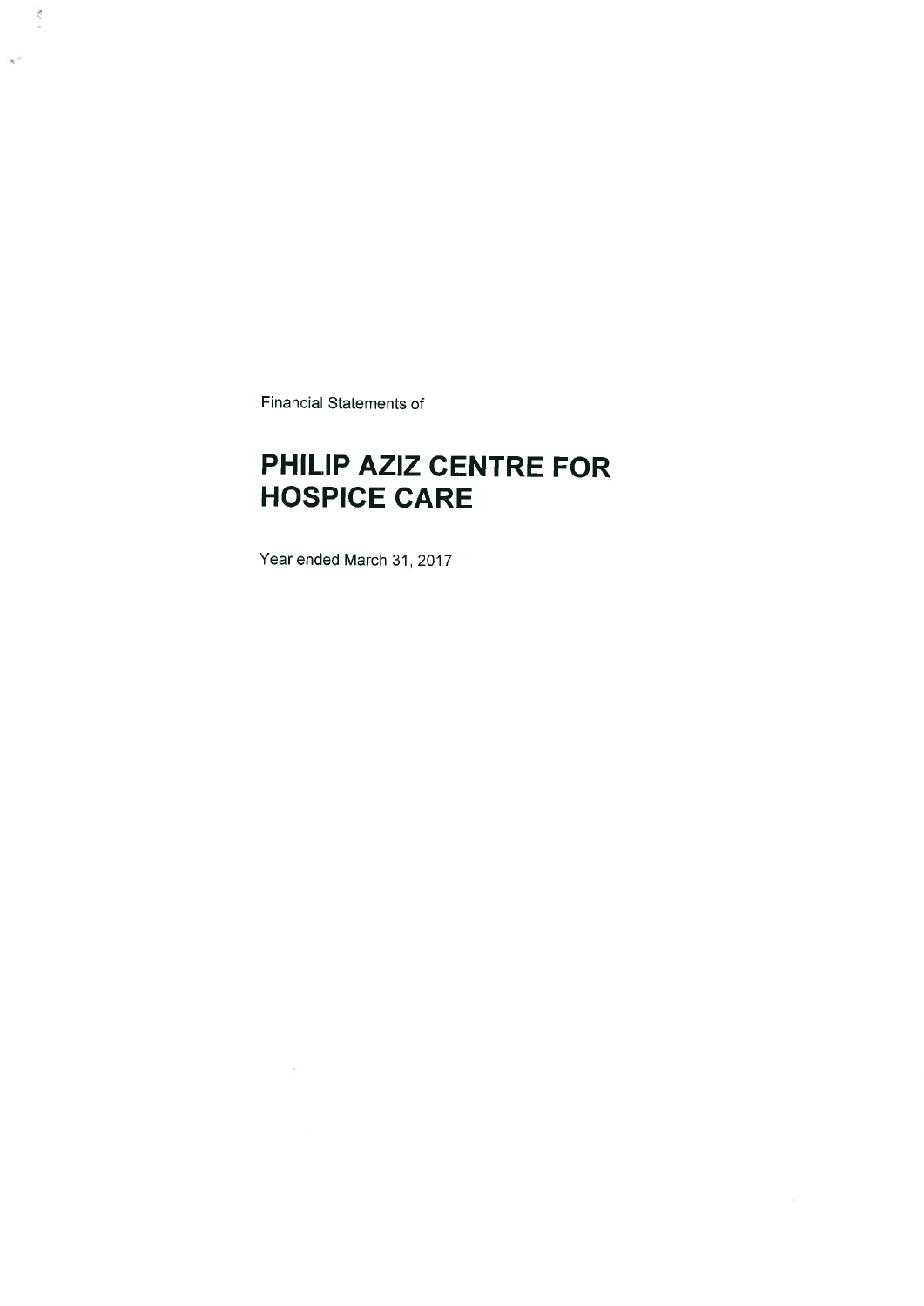Financial Statements of

# PHILIP AZIZ CENTRE FOR HOSPICE CARE

Year ended March 31, 2017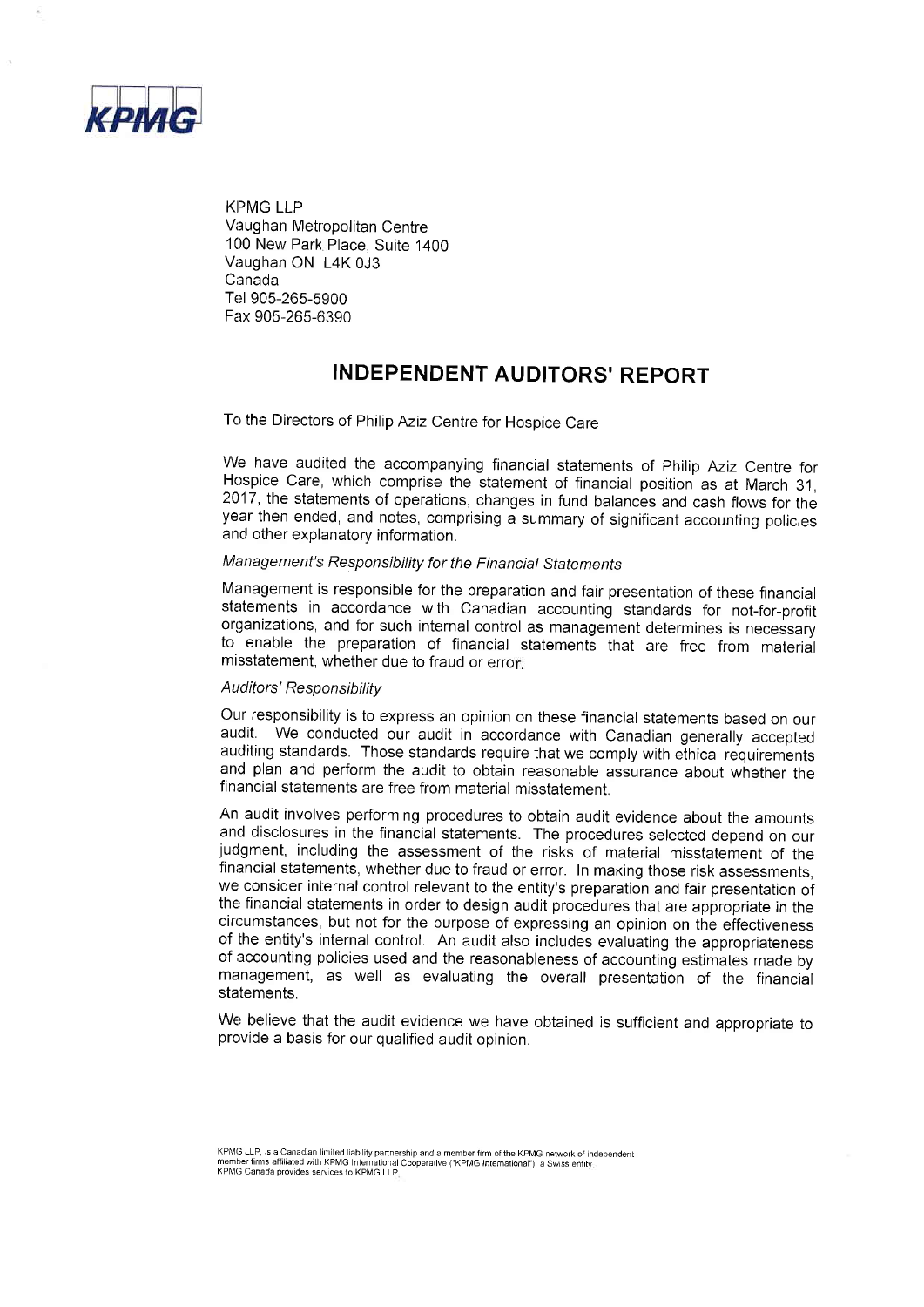KPMG LLP
Vaughan Metropolitan Centre
100 New Park Place, Suite 1400
Vaughan ON L4K 0J3
Canada
Tel 905-265-5900
Fax 905-265-6390

# INDEPENDENT AUDITORS' REPORT

To the Directors of Philip Aziz Centre for Hospice Care

We have audited the accompanying financial statements of Philip Aziz Centre for Hospice Care, which comprise the statement of financial position as at March 31, 2017, the statements of operations, changes in fund balances and cash flows for the year then ended, and notes, comprising a summary of significant accounting policies and other explanatory information.

*Management's Responsibility for the Financial Statements*

Management is responsible for the preparation and fair presentation of these financial statements in accordance with Canadian accounting standards for not-for-profit organizations, and for such internal control as management determines is necessary to enable the preparation of financial statements that are free from material misstatement, whether due to fraud or error.

*Auditors' Responsibility*

Our responsibility is to express an opinion on these financial statements based on our audit. We conducted our audit in accordance with Canadian generally accepted auditing standards. Those standards require that we comply with ethical requirements and plan and perform the audit to obtain reasonable assurance about whether the financial statements are free from material misstatement.

An audit involves performing procedures to obtain audit evidence about the amounts and disclosures in the financial statements. The procedures selected depend on our judgment, including the assessment of the risks of material misstatement of the financial statements, whether due to fraud or error. In making those risk assessments, we consider internal control relevant to the entity's preparation and fair presentation of the financial statements in order to design audit procedures that are appropriate in the circumstances, but not for the purpose of expressing an opinion on the effectiveness of the entity's internal control. An audit also includes evaluating the appropriateness of accounting policies used and the reasonableness of accounting estimates made by management, as well as evaluating the overall presentation of the financial statements.

We believe that the audit evidence we have obtained is sufficient and appropriate to provide a basis for our qualified audit opinion.

KPMG LLP, is a Canadian limited liability partnership and a member firm of the KPMG network of independent member firms affiliated with KPMG International Cooperative ("KPMG International"), a Swiss entity. KPMG Canada provides services to KPMG LLP.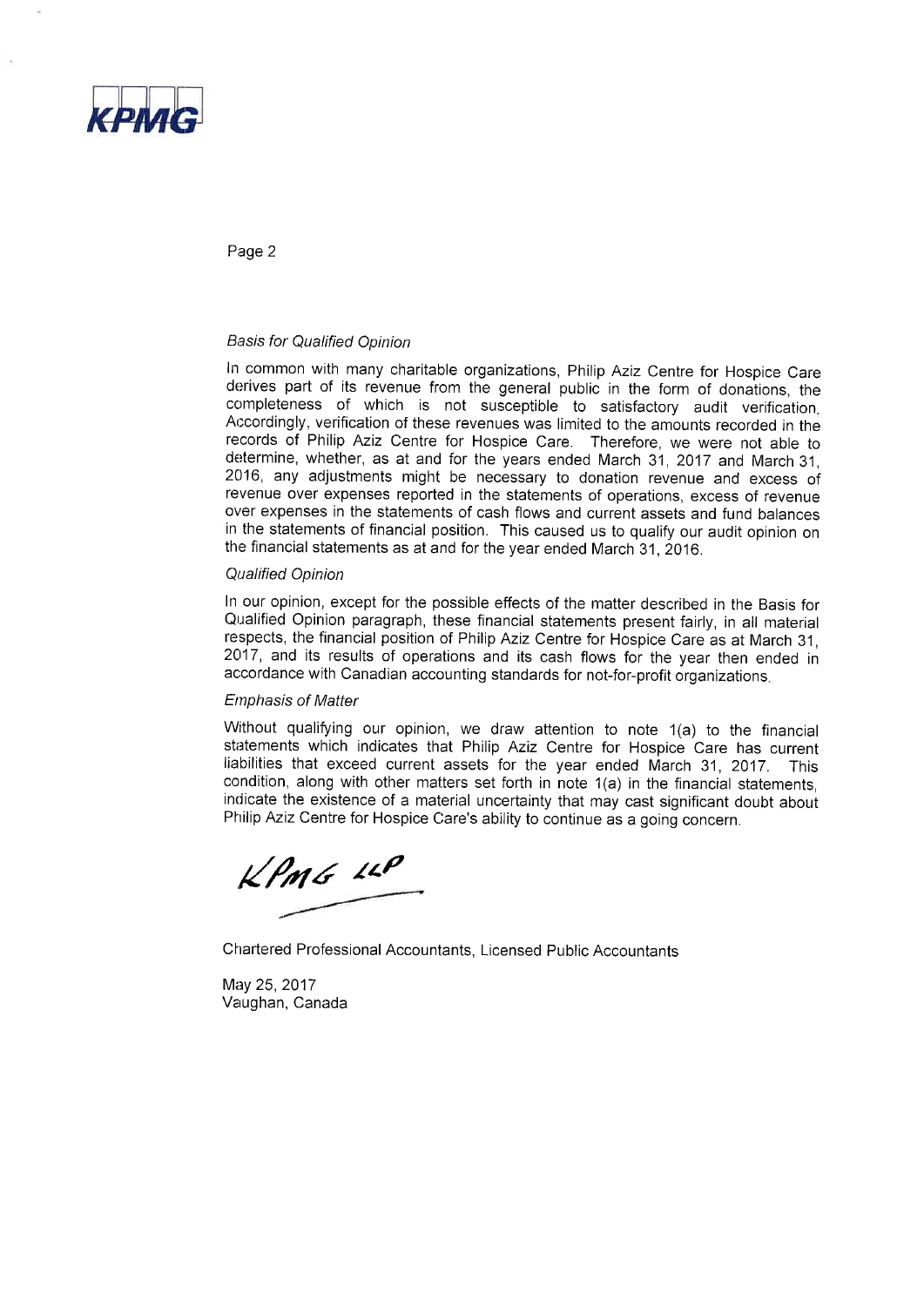*Basis for Qualified Opinion*

In common with many charitable organizations, Philip Aziz Centre for Hospice Care derives part of its revenue from the general public in the form of donations, the completeness of which is not susceptible to satisfactory audit verification. Accordingly, verification of these revenues was limited to the amounts recorded in the records of Philip Aziz Centre for Hospice Care. Therefore, we were not able to determine, whether, as at and for the years ended March 31, 2017 and March 31, 2016, any adjustments might be necessary to donation revenue and excess of revenue over expenses reported in the statements of operations, excess of revenue over expenses in the statements of cash flows and current assets and fund balances in the statements of financial position. This caused us to qualify our audit opinion on the financial statements as at and for the year ended March 31, 2016.

*Qualified Opinion*

In our opinion, except for the possible effects of the matter described in the Basis for Qualified Opinion paragraph, these financial statements present fairly, in all material respects, the financial position of Philip Aziz Centre for Hospice Care as at March 31, 2017, and its results of operations and its cash flows for the year then ended in accordance with Canadian accounting standards for not-for-profit organizations.

*Emphasis of Matter*

Without qualifying our opinion, we draw attention to note 1(a) to the financial statements which indicates that Philip Aziz Centre for Hospice Care has current liabilities that exceed current assets for the year ended March 31, 2017. This condition, along with other matters set forth in note 1(a) in the financial statements, indicate the existence of a material uncertainty that may cast significant doubt about Philip Aziz Centre for Hospice Care's ability to continue as a going concern.

KPMG LLP

Chartered Professional Accountants, Licensed Public Accountants

May 25, 2017
Vaughan, Canada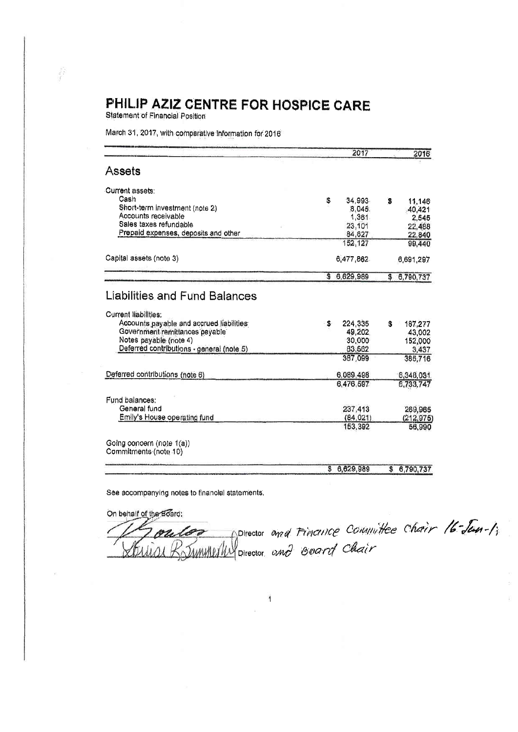# PHILIP AZIZ CENTRE FOR HOSPICE CARE

Statement of Financial Position

March 31, 2017, with comparative information for 2016

| | 2017 | 2016 |
|---|---|---|
| **Assets** | | |
| Current assets: | | |
| Cash | $ 34,993 | $ 11,146 |
| Short-term investment (note 2) | 8,045 | 40,421 |
| Accounts receivable | 1,361 | 2,545 |
| Sales taxes refundable | 23,101 | 22,488 |
| Prepaid expenses, deposits and other | 84,627 | 22,840 |
| | 152,127 | 99,440 |
| Capital assets (note 3) | 6,477,862 | 6,691,297 |
| | $ 6,629,989 | $ 6,790,737 |
| **Liabilities and Fund Balances** | | |
| Current liabilities: | | |
| Accounts payable and accrued liabilities | $ 224,335 | $ 187,277 |
| Government remittances payable | 49,202 | 43,002 |
| Notes payable (note 4) | 30,000 | 152,000 |
| Deferred contributions - general (note 5) | 83,562 | 3,437 |
| | 387,099 | 385,716 |
| Deferred contributions (note 6) | 6,089,498 | 6,348,031 |
| | 6,476,597 | 6,733,747 |
| Fund balances: | | |
| General fund | 237,413 | 269,965 |
| Emily's House operating fund | (84,021) | (212,975) |
| | 153,392 | 56,990 |
| Going concern (note 1(a)) | | |
| Commitments (note 10) | | |
| | $ 6,629,989 | $ 6,790,737 |

See accompanying notes to financial statements.

On behalf of the Board:

Director and Finance Committee Chair 16-Jun-17

Director and Board Chair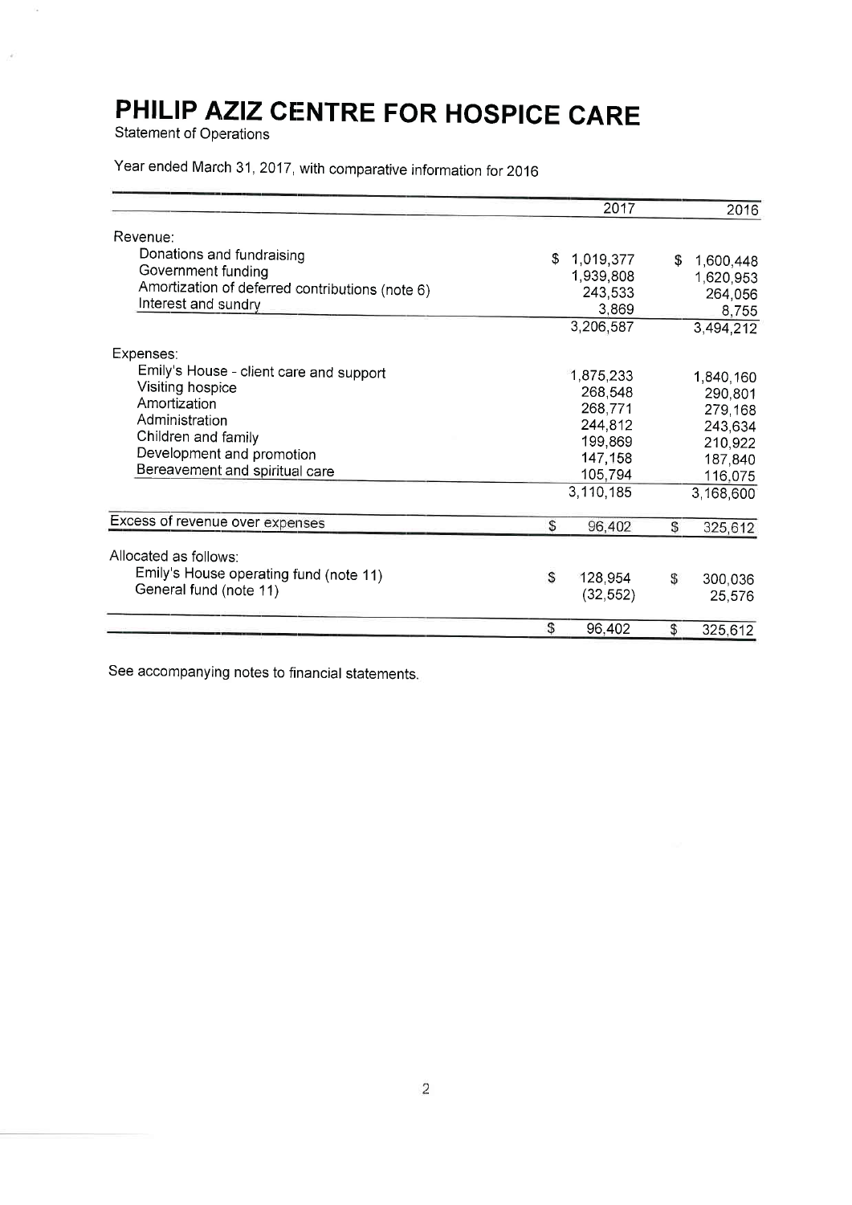# PHILIP AZIZ CENTRE FOR HOSPICE CARE

Statement of Operations

Year ended March 31, 2017, with comparative information for 2016

| | 2017 | 2016 |
|---|---|---|
| Revenue: | | |
| Donations and fundraising | $ 1,019,377 | $ 1,600,448 |
| Government funding | 1,939,808 | 1,620,953 |
| Amortization of deferred contributions (note 6) | 243,533 | 264,056 |
| Interest and sundry | 3,869 | 8,755 |
| | 3,206,587 | 3,494,212 |
| Expenses: | | |
| Emily's House - client care and support | 1,875,233 | 1,840,160 |
| Visiting hospice | 268,548 | 290,801 |
| Amortization | 268,771 | 279,168 |
| Administration | 244,812 | 243,634 |
| Children and family | 199,869 | 210,922 |
| Development and promotion | 147,158 | 187,840 |
| Bereavement and spiritual care | 105,794 | 116,075 |
| | 3,110,185 | 3,168,600 |
| Excess of revenue over expenses | $ 96,402 | $ 325,612 |
| Allocated as follows: | | |
| Emily's House operating fund (note 11) | $ 128,954 | $ 300,036 |
| General fund (note 11) | (32,552) | 25,576 |
| | $ 96,402 | $ 325,612 |

See accompanying notes to financial statements.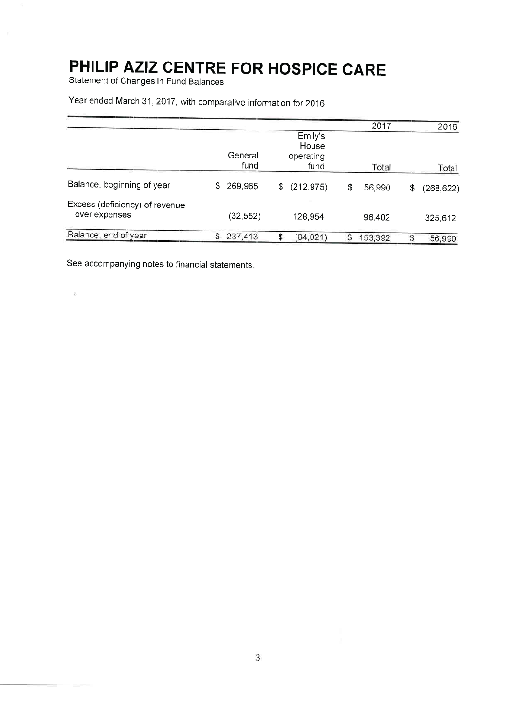# PHILIP AZIZ CENTRE FOR HOSPICE CARE

Statement of Changes in Fund Balances

Year ended March 31, 2017, with comparative information for 2016

| | | | 2017 | 2016 |
|---|---|---|---|---|
| | General fund | Emily's House operating fund | Total | Total |
| Balance, beginning of year | $ 269,965 | $ (212,975) | $ 56,990 | $ (268,622) |
| Excess (deficiency) of revenue over expenses | (32,552) | 128,954 | 96,402 | 325,612 |
| Balance, end of year | $ 237,413 | $ (84,021) | $ 153,392 | $ 56,990 |

See accompanying notes to financial statements.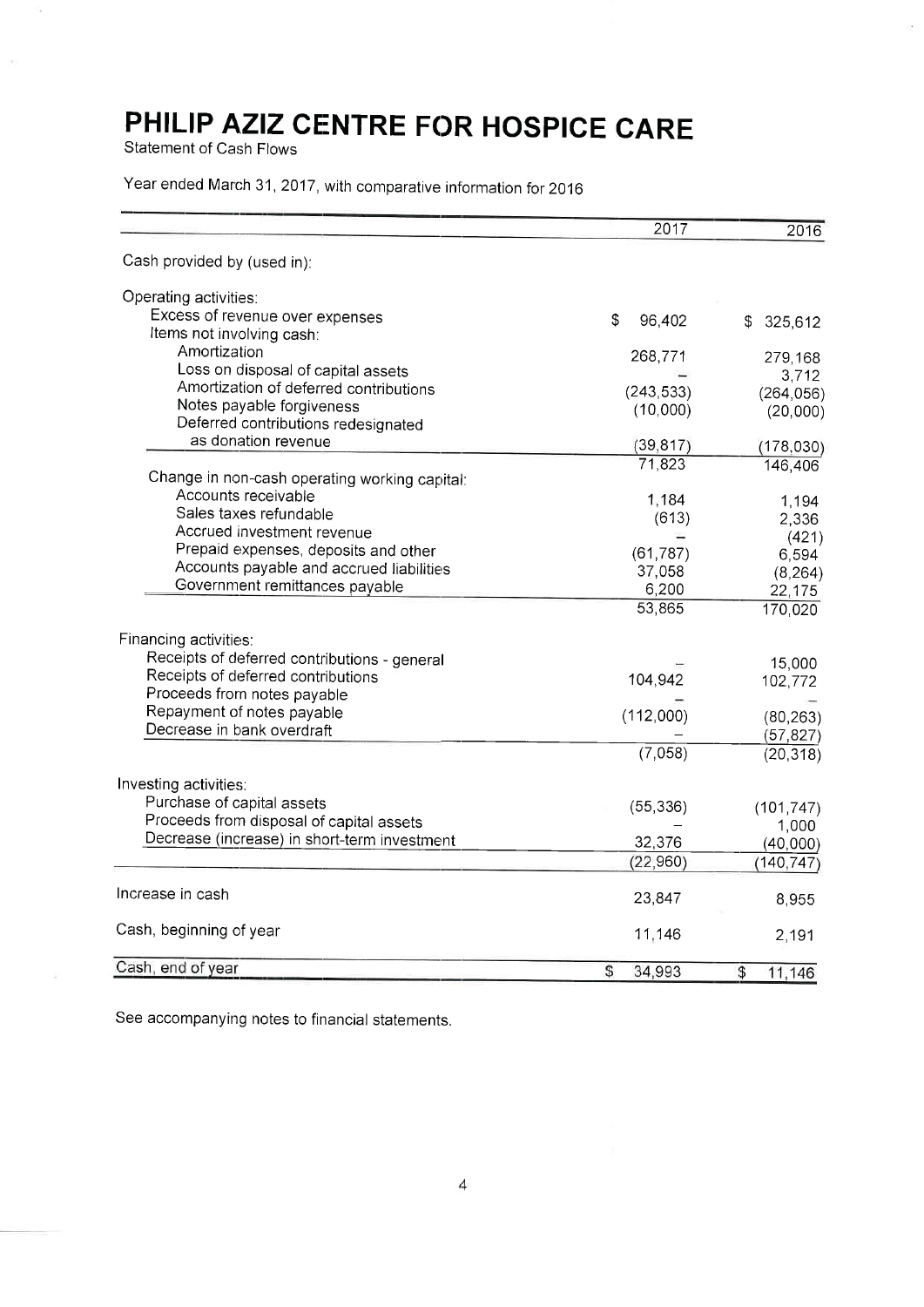# PHILIP AZIZ CENTRE FOR HOSPICE CARE

Statement of Cash Flows

Year ended March 31, 2017, with comparative information for 2016

| | 2017 | 2016 |
|---|---|---|
| Cash provided by (used in): | | |
| Operating activities: | | |
| Excess of revenue over expenses | $ 96,402 | $ 325,612 |
| Items not involving cash: | | |
| Amortization | 268,771 | 279,168 |
| Loss on disposal of capital assets | – | 3,712 |
| Amortization of deferred contributions | (243,533) | (264,056) |
| Notes payable forgiveness | (10,000) | (20,000) |
| Deferred contributions redesignated as donation revenue | (39,817) | (178,030) |
| | 71,823 | 146,406 |
| Change in non-cash operating working capital: | | |
| Accounts receivable | 1,184 | 1,194 |
| Sales taxes refundable | (613) | 2,336 |
| Accrued investment revenue | – | (421) |
| Prepaid expenses, deposits and other | (61,787) | 6,594 |
| Accounts payable and accrued liabilities | 37,058 | (8,264) |
| Government remittances payable | 6,200 | 22,175 |
| | 53,865 | 170,020 |
| Financing activities: | | |
| Receipts of deferred contributions - general | – | 15,000 |
| Receipts of deferred contributions | 104,942 | 102,772 |
| Proceeds from notes payable | – | – |
| Repayment of notes payable | (112,000) | (80,263) |
| Decrease in bank overdraft | – | (57,827) |
| | (7,058) | (20,318) |
| Investing activities: | | |
| Purchase of capital assets | (55,336) | (101,747) |
| Proceeds from disposal of capital assets | – | 1,000 |
| Decrease (increase) in short-term investment | 32,376 | (40,000) |
| | (22,960) | (140,747) |
| Increase in cash | 23,847 | 8,955 |
| Cash, beginning of year | 11,146 | 2,191 |
| Cash, end of year | $ 34,993 | $ 11,146 |

See accompanying notes to financial statements.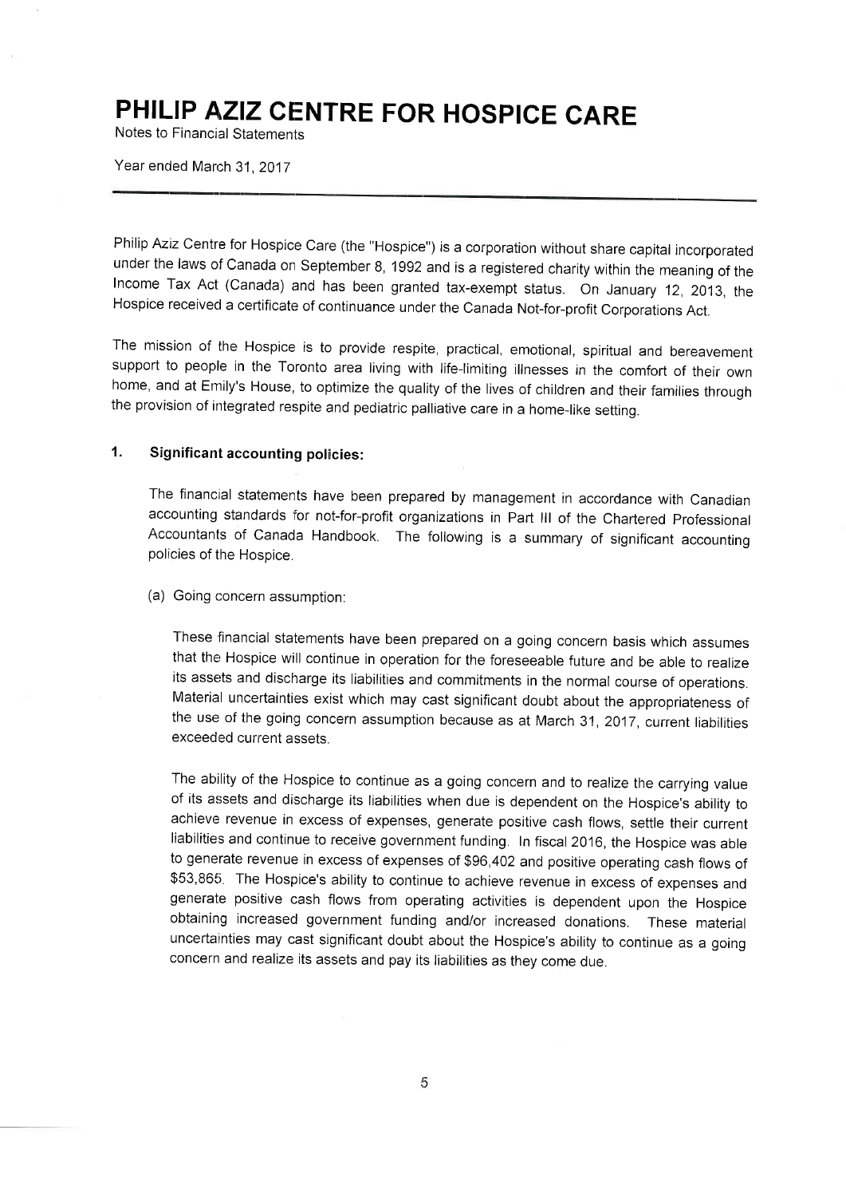# PHILIP AZIZ CENTRE FOR HOSPICE CARE

Notes to Financial Statements

Year ended March 31, 2017

---

Philip Aziz Centre for Hospice Care (the "Hospice") is a corporation without share capital incorporated under the laws of Canada on September 8, 1992 and is a registered charity within the meaning of the Income Tax Act (Canada) and has been granted tax-exempt status. On January 12, 2013, the Hospice received a certificate of continuance under the Canada Not-for-profit Corporations Act.

The mission of the Hospice is to provide respite, practical, emotional, spiritual and bereavement support to people in the Toronto area living with life-limiting illnesses in the comfort of their own home, and at Emily's House, to optimize the quality of the lives of children and their families through the provision of integrated respite and pediatric palliative care in a home-like setting.

## 1. Significant accounting policies:

The financial statements have been prepared by management in accordance with Canadian accounting standards for not-for-profit organizations in Part III of the Chartered Professional Accountants of Canada Handbook. The following is a summary of significant accounting policies of the Hospice.

(a) Going concern assumption:

These financial statements have been prepared on a going concern basis which assumes that the Hospice will continue in operation for the foreseeable future and be able to realize its assets and discharge its liabilities and commitments in the normal course of operations. Material uncertainties exist which may cast significant doubt about the appropriateness of the use of the going concern assumption because as at March 31, 2017, current liabilities exceeded current assets.

The ability of the Hospice to continue as a going concern and to realize the carrying value of its assets and discharge its liabilities when due is dependent on the Hospice's ability to achieve revenue in excess of expenses, generate positive cash flows, settle their current liabilities and continue to receive government funding. In fiscal 2016, the Hospice was able to generate revenue in excess of expenses of $96,402 and positive operating cash flows of $53,865. The Hospice's ability to continue to achieve revenue in excess of expenses and generate positive cash flows from operating activities is dependent upon the Hospice obtaining increased government funding and/or increased donations. These material uncertainties may cast significant doubt about the Hospice's ability to continue as a going concern and realize its assets and pay its liabilities as they come due.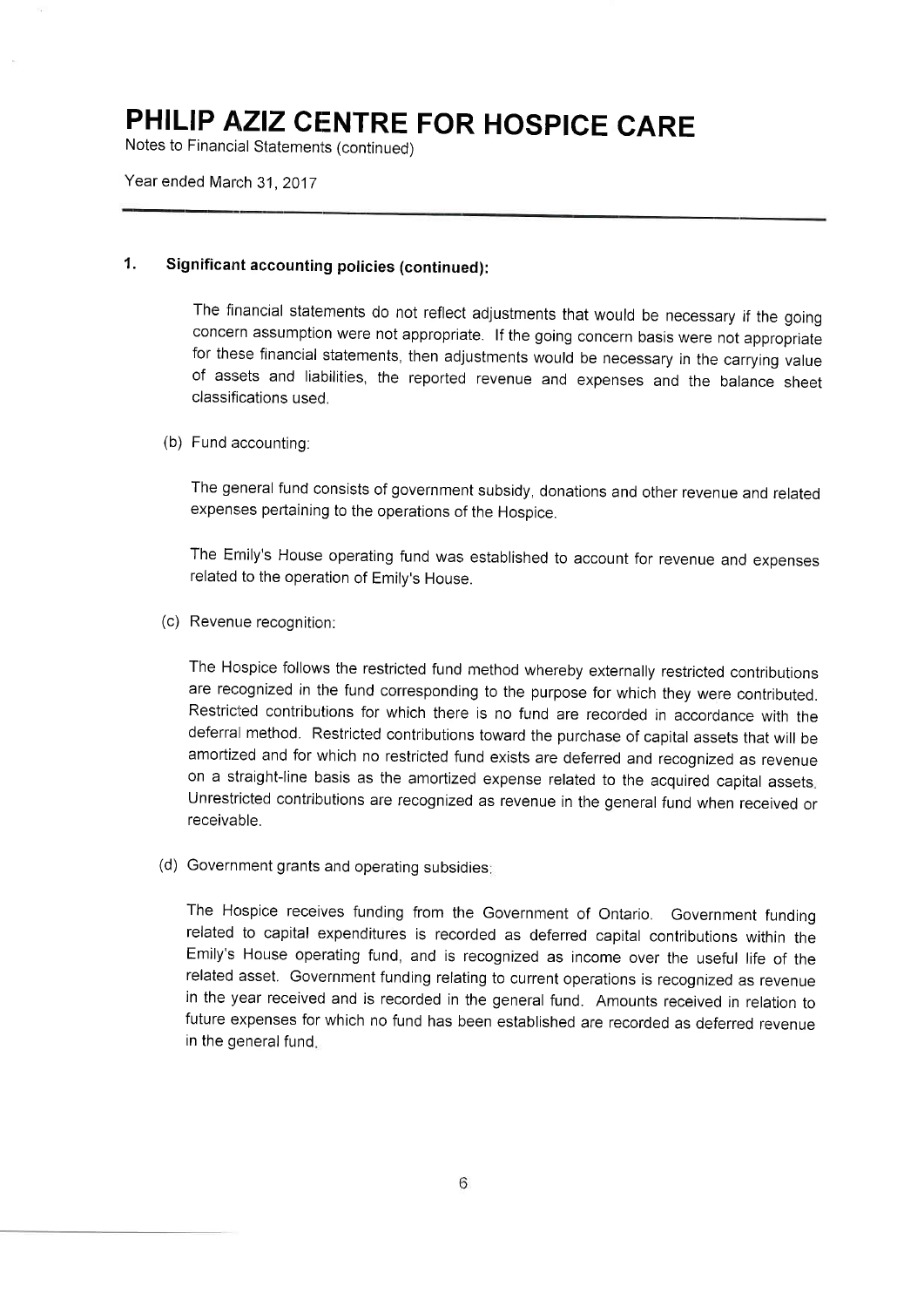# PHILIP AZIZ CENTRE FOR HOSPICE CARE

Notes to Financial Statements (continued)

Year ended March 31, 2017

## 1. Significant accounting policies (continued):

The financial statements do not reflect adjustments that would be necessary if the going concern assumption were not appropriate. If the going concern basis were not appropriate for these financial statements, then adjustments would be necessary in the carrying value of assets and liabilities, the reported revenue and expenses and the balance sheet classifications used.

(b) Fund accounting:

The general fund consists of government subsidy, donations and other revenue and related expenses pertaining to the operations of the Hospice.

The Emily's House operating fund was established to account for revenue and expenses related to the operation of Emily's House.

(c) Revenue recognition:

The Hospice follows the restricted fund method whereby externally restricted contributions are recognized in the fund corresponding to the purpose for which they were contributed. Restricted contributions for which there is no fund are recorded in accordance with the deferral method. Restricted contributions toward the purchase of capital assets that will be amortized and for which no restricted fund exists are deferred and recognized as revenue on a straight-line basis as the amortized expense related to the acquired capital assets. Unrestricted contributions are recognized as revenue in the general fund when received or receivable.

(d) Government grants and operating subsidies:

The Hospice receives funding from the Government of Ontario. Government funding related to capital expenditures is recorded as deferred capital contributions within the Emily's House operating fund, and is recognized as income over the useful life of the related asset. Government funding relating to current operations is recognized as revenue in the year received and is recorded in the general fund. Amounts received in relation to future expenses for which no fund has been established are recorded as deferred revenue in the general fund.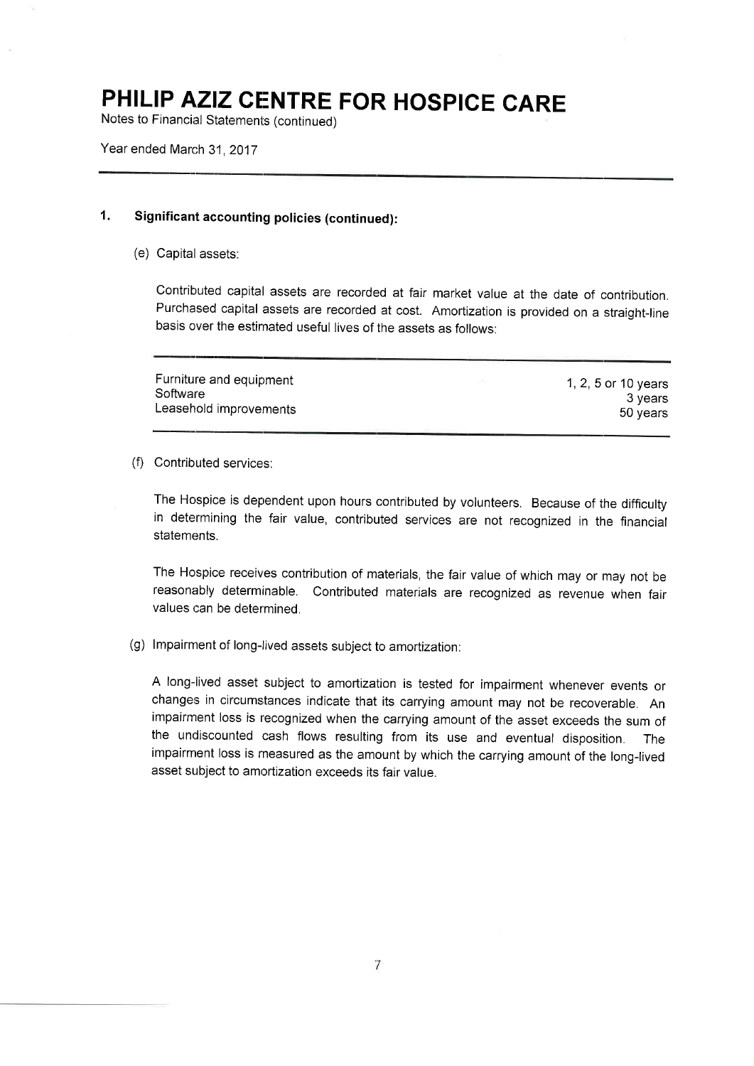# PHILIP AZIZ CENTRE FOR HOSPICE CARE

Notes to Financial Statements (continued)

Year ended March 31, 2017

## 1. Significant accounting policies (continued):

(e) Capital assets:

Contributed capital assets are recorded at fair market value at the date of contribution. Purchased capital assets are recorded at cost. Amortization is provided on a straight-line basis over the estimated useful lives of the assets as follows:

| | |
|---|---|
| Furniture and equipment | 1, 2, 5 or 10 years |
| Software | 3 years |
| Leasehold improvements | 50 years |

(f) Contributed services:

The Hospice is dependent upon hours contributed by volunteers. Because of the difficulty in determining the fair value, contributed services are not recognized in the financial statements.

The Hospice receives contribution of materials, the fair value of which may or may not be reasonably determinable. Contributed materials are recognized as revenue when fair values can be determined.

(g) Impairment of long-lived assets subject to amortization:

A long-lived asset subject to amortization is tested for impairment whenever events or changes in circumstances indicate that its carrying amount may not be recoverable. An impairment loss is recognized when the carrying amount of the asset exceeds the sum of the undiscounted cash flows resulting from its use and eventual disposition. The impairment loss is measured as the amount by which the carrying amount of the long-lived asset subject to amortization exceeds its fair value.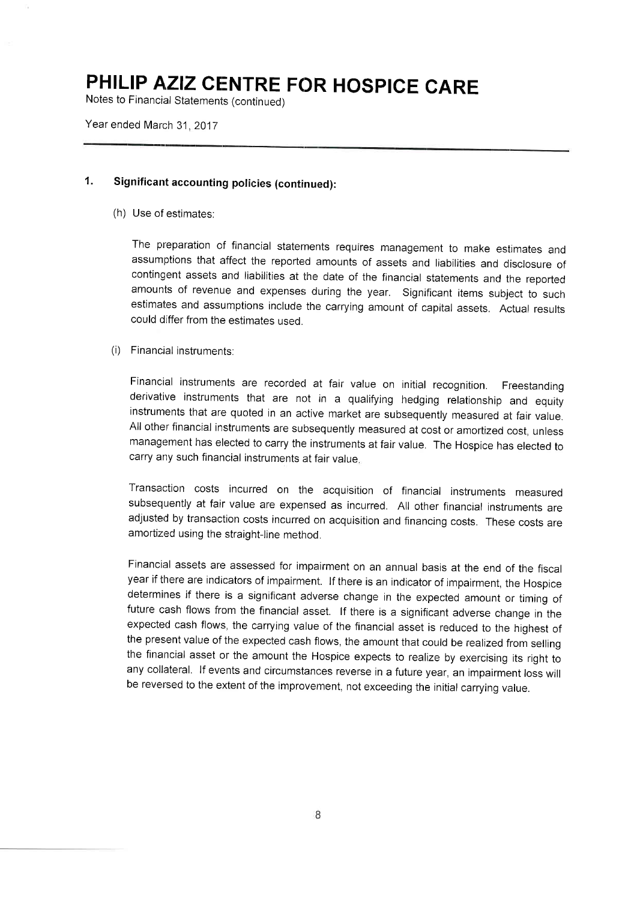# PHILIP AZIZ CENTRE FOR HOSPICE CARE

Notes to Financial Statements (continued)

Year ended March 31, 2017

## 1. Significant accounting policies (continued):

(h) Use of estimates:

The preparation of financial statements requires management to make estimates and assumptions that affect the reported amounts of assets and liabilities and disclosure of contingent assets and liabilities at the date of the financial statements and the reported amounts of revenue and expenses during the year. Significant items subject to such estimates and assumptions include the carrying amount of capital assets. Actual results could differ from the estimates used.

(i) Financial instruments:

Financial instruments are recorded at fair value on initial recognition. Freestanding derivative instruments that are not in a qualifying hedging relationship and equity instruments that are quoted in an active market are subsequently measured at fair value. All other financial instruments are subsequently measured at cost or amortized cost, unless management has elected to carry the instruments at fair value. The Hospice has elected to carry any such financial instruments at fair value.

Transaction costs incurred on the acquisition of financial instruments measured subsequently at fair value are expensed as incurred. All other financial instruments are adjusted by transaction costs incurred on acquisition and financing costs. These costs are amortized using the straight-line method.

Financial assets are assessed for impairment on an annual basis at the end of the fiscal year if there are indicators of impairment. If there is an indicator of impairment, the Hospice determines if there is a significant adverse change in the expected amount or timing of future cash flows from the financial asset. If there is a significant adverse change in the expected cash flows, the carrying value of the financial asset is reduced to the highest of the present value of the expected cash flows, the amount that could be realized from selling the financial asset or the amount the Hospice expects to realize by exercising its right to any collateral. If events and circumstances reverse in a future year, an impairment loss will be reversed to the extent of the improvement, not exceeding the initial carrying value.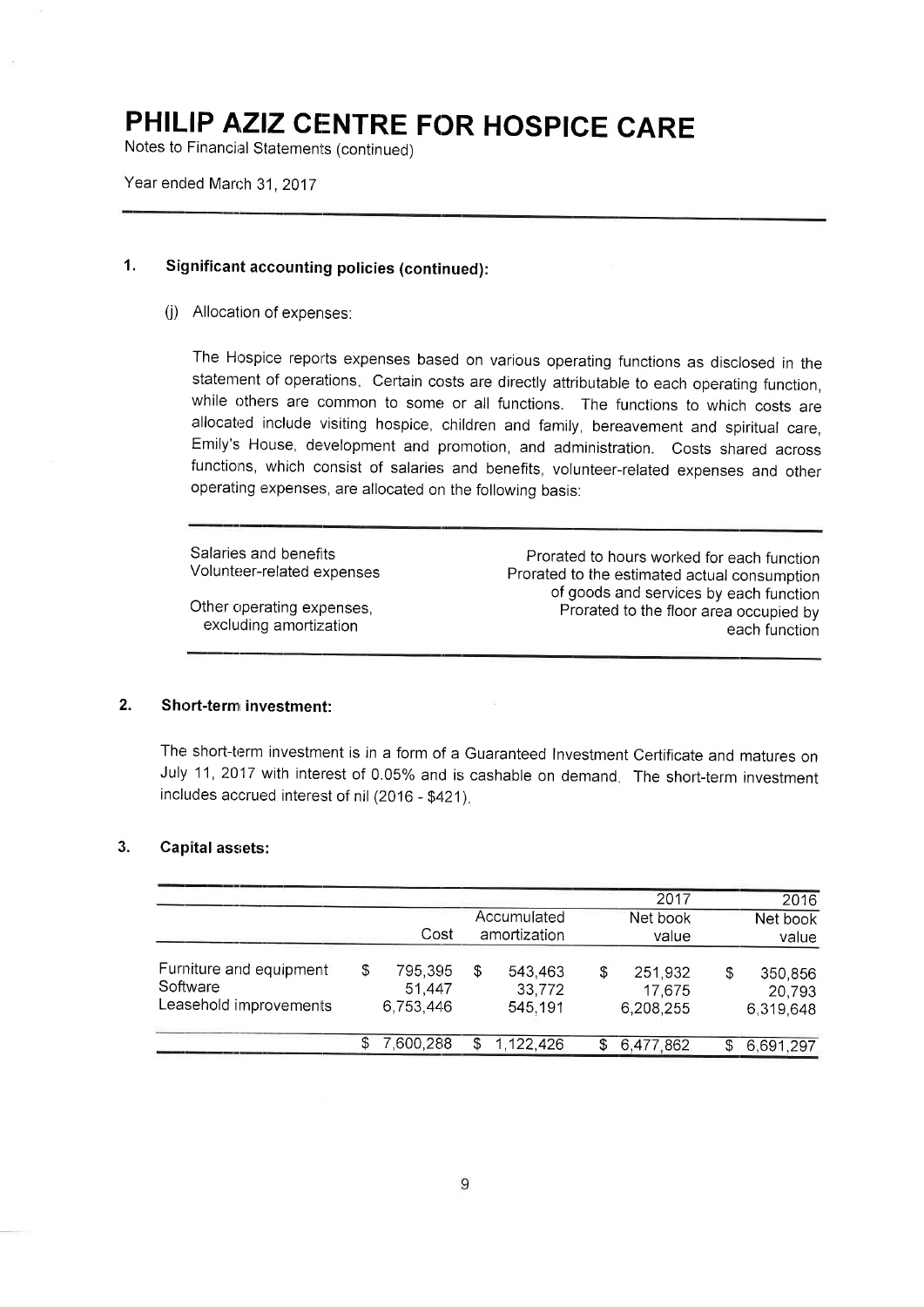# PHILIP AZIZ CENTRE FOR HOSPICE CARE

Notes to Financial Statements (continued)

Year ended March 31, 2017

## 1. Significant accounting policies (continued):

(j) Allocation of expenses:

The Hospice reports expenses based on various operating functions as disclosed in the statement of operations. Certain costs are directly attributable to each operating function, while others are common to some or all functions. The functions to which costs are allocated include visiting hospice, children and family, bereavement and spiritual care, Emily's House, development and promotion, and administration. Costs shared across functions, which consist of salaries and benefits, volunteer-related expenses and other operating expenses, are allocated on the following basis:

| | |
|---|---|
| Salaries and benefits | Prorated to hours worked for each function |
| Volunteer-related expenses | Prorated to the estimated actual consumption of goods and services by each function |
| Other operating expenses, excluding amortization | Prorated to the floor area occupied by each function |

## 2. Short-term investment:

The short-term investment is in a form of a Guaranteed Investment Certificate and matures on July 11, 2017 with interest of 0.05% and is cashable on demand. The short-term investment includes accrued interest of nil (2016 - $421).

## 3. Capital assets:

| | Cost | Accumulated amortization | 2017 Net book value | 2016 Net book value |
|---|---|---|---|---|
| Furniture and equipment | $ 795,395 | $ 543,463 | $ 251,932 | $ 350,856 |
| Software | 51,447 | 33,772 | 17,675 | 20,793 |
| Leasehold improvements | 6,753,446 | 545,191 | 6,208,255 | 6,319,648 |
| | $ 7,600,288 | $ 1,122,426 | $ 6,477,862 | $ 6,691,297 |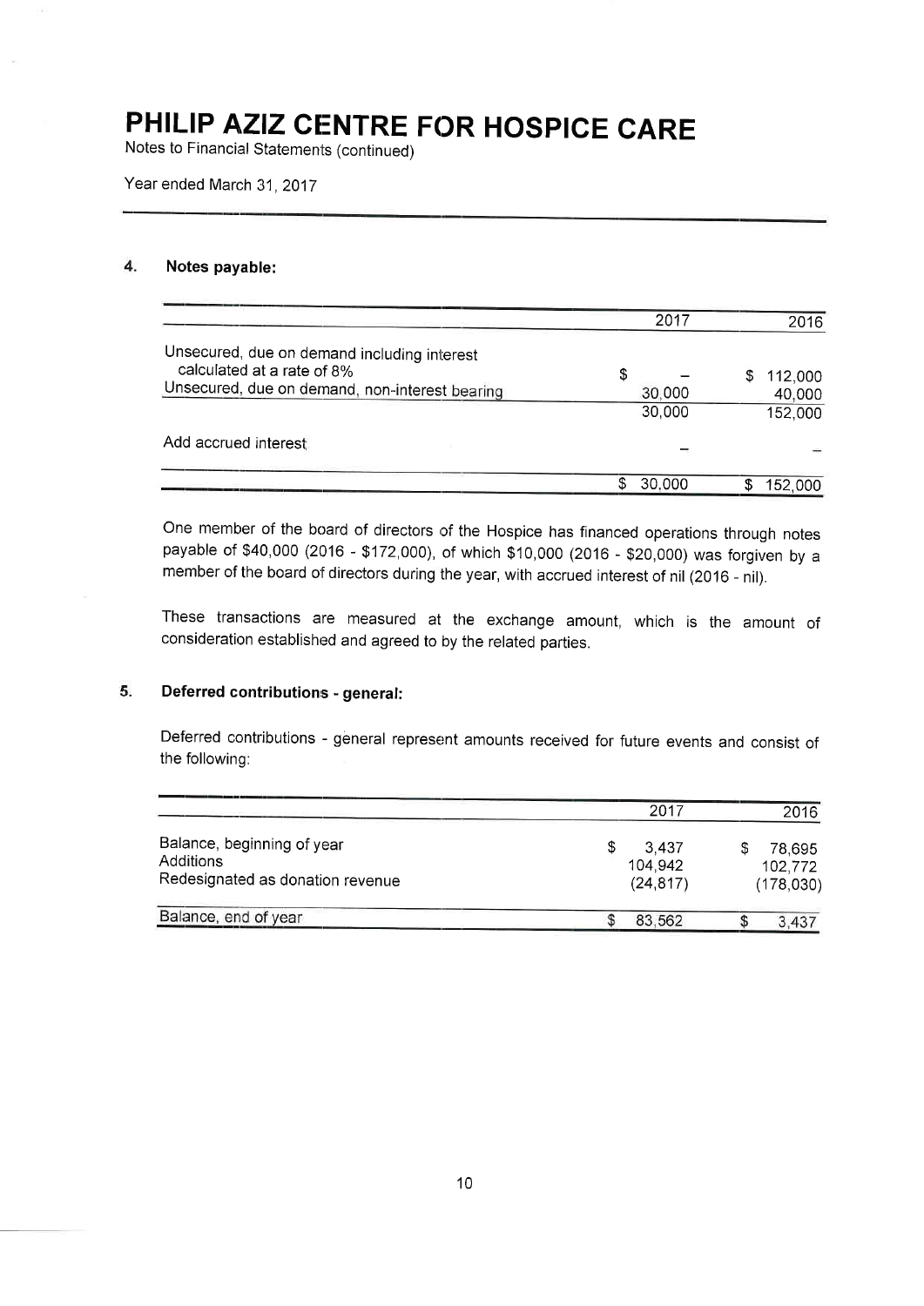# PHILIP AZIZ CENTRE FOR HOSPICE CARE

Notes to Financial Statements (continued)

Year ended March 31, 2017

## 4. Notes payable:

| | 2017 | 2016 |
|---|---|---|
| Unsecured, due on demand including interest calculated at a rate of 8% | $ – | $ 112,000 |
| Unsecured, due on demand, non-interest bearing | 30,000 | 40,000 |
| | 30,000 | 152,000 |
| Add accrued interest | – | – |
| | $ 30,000 | $ 152,000 |

One member of the board of directors of the Hospice has financed operations through notes payable of $40,000 (2016 - $172,000), of which $10,000 (2016 - $20,000) was forgiven by a member of the board of directors during the year, with accrued interest of nil (2016 - nil).

These transactions are measured at the exchange amount, which is the amount of consideration established and agreed to by the related parties.

## 5. Deferred contributions - general:

Deferred contributions - general represent amounts received for future events and consist of the following:

| | 2017 | 2016 |
|---|---|---|
| Balance, beginning of year | $ 3,437 | $ 78,695 |
| Additions | 104,942 | 102,772 |
| Redesignated as donation revenue | (24,817) | (178,030) |
| Balance, end of year | $ 83,562 | $ 3,437 |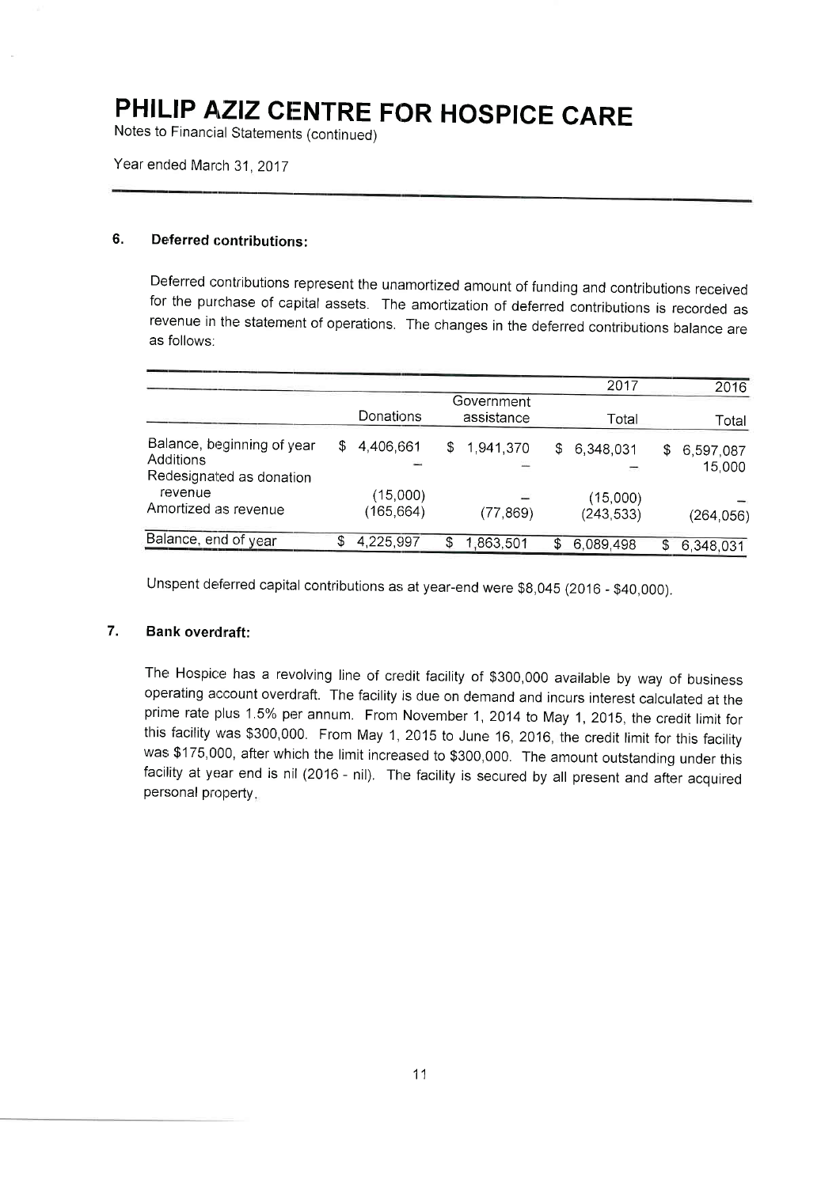# PHILIP AZIZ CENTRE FOR HOSPICE CARE

Notes to Financial Statements (continued)

Year ended March 31, 2017

## 6. Deferred contributions:

Deferred contributions represent the unamortized amount of funding and contributions received for the purchase of capital assets. The amortization of deferred contributions is recorded as revenue in the statement of operations. The changes in the deferred contributions balance are as follows:

| | | | 2017 | 2016 |
|---|---|---|---|---|
| | Donations | Government assistance | Total | Total |
| Balance, beginning of year | $ 4,406,661 | $ 1,941,370 | $ 6,348,031 | $ 6,597,087 |
| Additions | – | – | – | 15,000 |
| Redesignated as donation revenue | (15,000) | – | (15,000) | – |
| Amortized as revenue | (165,664) | (77,869) | (243,533) | (264,056) |
| Balance, end of year | $ 4,225,997 | $ 1,863,501 | $ 6,089,498 | $ 6,348,031 |

Unspent deferred capital contributions as at year-end were $8,045 (2016 - $40,000).

## 7. Bank overdraft:

The Hospice has a revolving line of credit facility of $300,000 available by way of business operating account overdraft. The facility is due on demand and incurs interest calculated at the prime rate plus 1.5% per annum. From November 1, 2014 to May 1, 2015, the credit limit for this facility was $300,000. From May 1, 2015 to June 16, 2016, the credit limit for this facility was $175,000, after which the limit increased to $300,000. The amount outstanding under this facility at year end is nil (2016 - nil). The facility is secured by all present and after acquired personal property.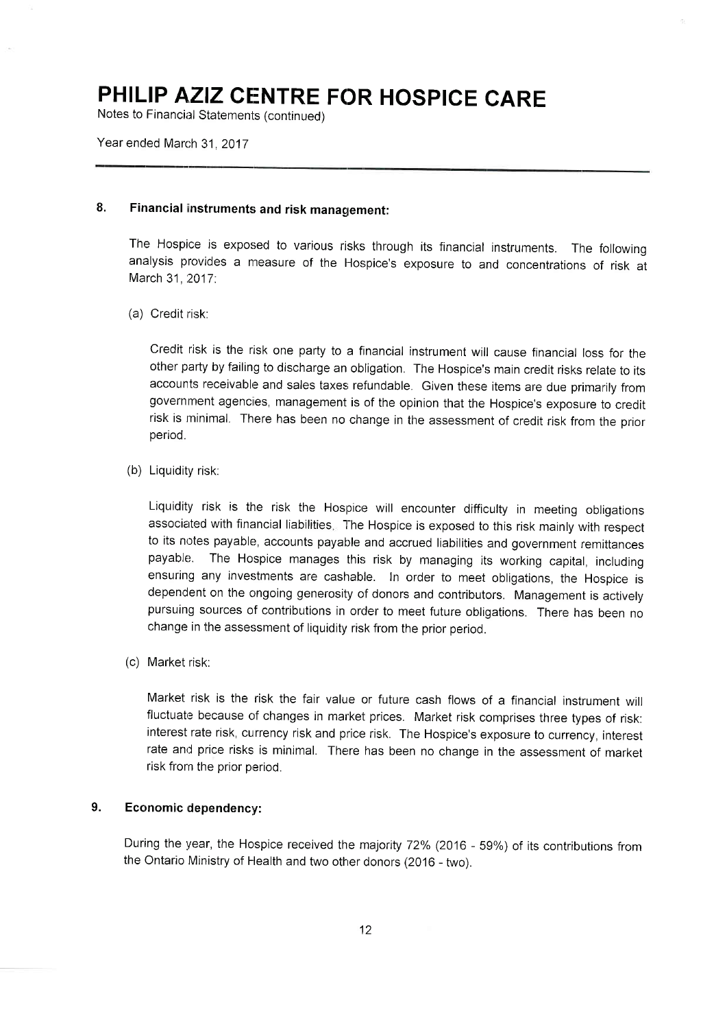# PHILIP AZIZ CENTRE FOR HOSPICE CARE

Notes to Financial Statements (continued)

Year ended March 31, 2017

## 8. Financial instruments and risk management:

The Hospice is exposed to various risks through its financial instruments. The following analysis provides a measure of the Hospice's exposure to and concentrations of risk at March 31, 2017:

(a) Credit risk:

Credit risk is the risk one party to a financial instrument will cause financial loss for the other party by failing to discharge an obligation. The Hospice's main credit risks relate to its accounts receivable and sales taxes refundable. Given these items are due primarily from government agencies, management is of the opinion that the Hospice's exposure to credit risk is minimal. There has been no change in the assessment of credit risk from the prior period.

(b) Liquidity risk:

Liquidity risk is the risk the Hospice will encounter difficulty in meeting obligations associated with financial liabilities. The Hospice is exposed to this risk mainly with respect to its notes payable, accounts payable and accrued liabilities and government remittances payable. The Hospice manages this risk by managing its working capital, including ensuring any investments are cashable. In order to meet obligations, the Hospice is dependent on the ongoing generosity of donors and contributors. Management is actively pursuing sources of contributions in order to meet future obligations. There has been no change in the assessment of liquidity risk from the prior period.

(c) Market risk:

Market risk is the risk the fair value or future cash flows of a financial instrument will fluctuate because of changes in market prices. Market risk comprises three types of risk: interest rate risk, currency risk and price risk. The Hospice's exposure to currency, interest rate and price risks is minimal. There has been no change in the assessment of market risk from the prior period.

## 9. Economic dependency:

During the year, the Hospice received the majority 72% (2016 - 59%) of its contributions from the Ontario Ministry of Health and two other donors (2016 - two).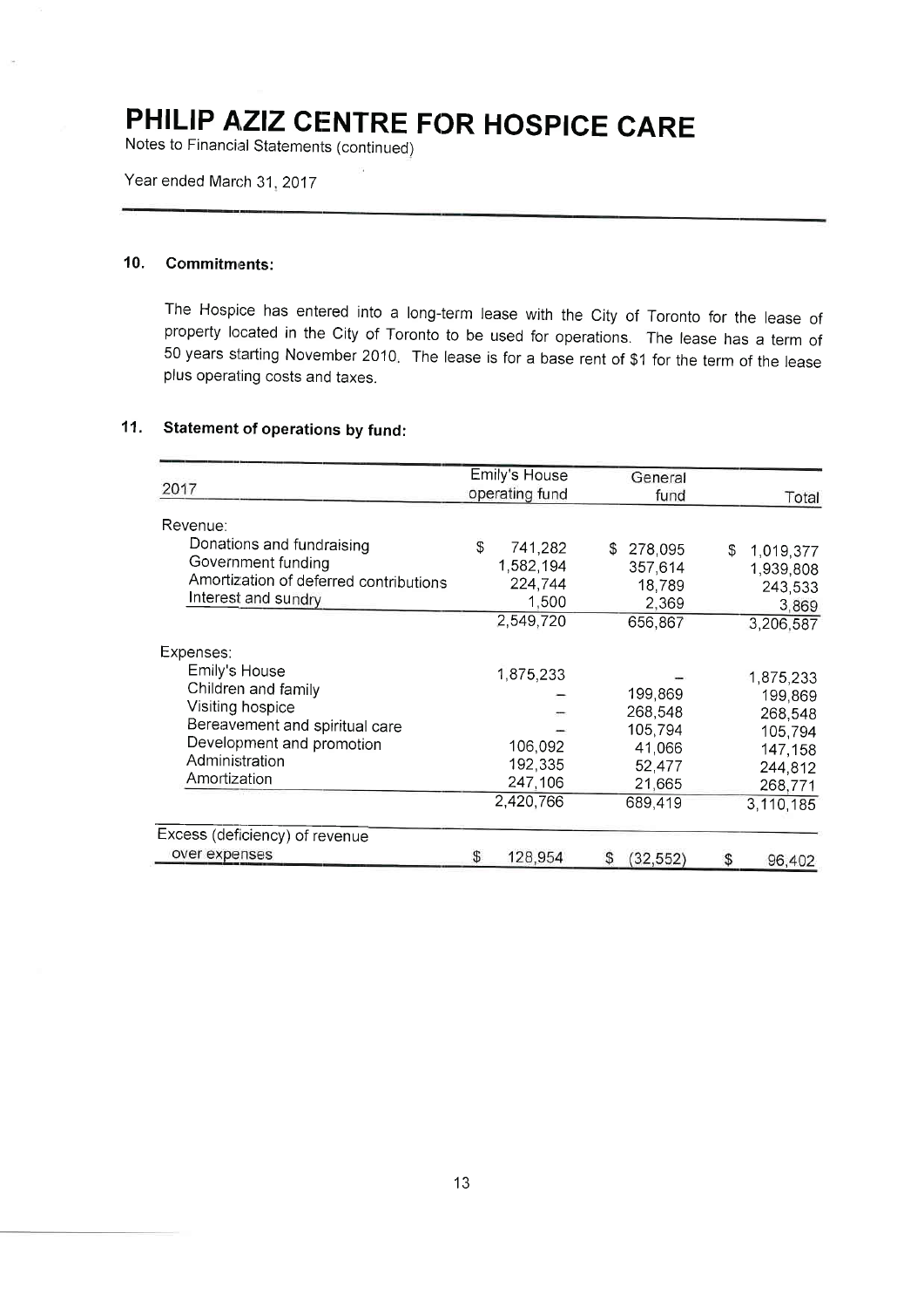# PHILIP AZIZ CENTRE FOR HOSPICE CARE

Notes to Financial Statements (continued)

Year ended March 31, 2017

## 10. Commitments:

The Hospice has entered into a long-term lease with the City of Toronto for the lease of property located in the City of Toronto to be used for operations. The lease has a term of 50 years starting November 2010. The lease is for a base rent of $1 for the term of the lease plus operating costs and taxes.

## 11. Statement of operations by fund:

| 2017 | Emily's House operating fund | General fund | Total |
|---|---|---|---|
| Revenue: | | | |
| Donations and fundraising | $ 741,282 | $ 278,095 | $ 1,019,377 |
| Government funding | 1,582,194 | 357,614 | 1,939,808 |
| Amortization of deferred contributions | 224,744 | 18,789 | 243,533 |
| Interest and sundry | 1,500 | 2,369 | 3,869 |
| | 2,549,720 | 656,867 | 3,206,587 |
| Expenses: | | | |
| Emily's House | 1,875,233 | – | 1,875,233 |
| Children and family | – | 199,869 | 199,869 |
| Visiting hospice | – | 268,548 | 268,548 |
| Bereavement and spiritual care | – | 105,794 | 105,794 |
| Development and promotion | 106,092 | 41,066 | 147,158 |
| Administration | 192,335 | 52,477 | 244,812 |
| Amortization | 247,106 | 21,665 | 268,771 |
| | 2,420,766 | 689,419 | 3,110,185 |
| Excess (deficiency) of revenue over expenses | $ 128,954 | $ (32,552) | $ 96,402 |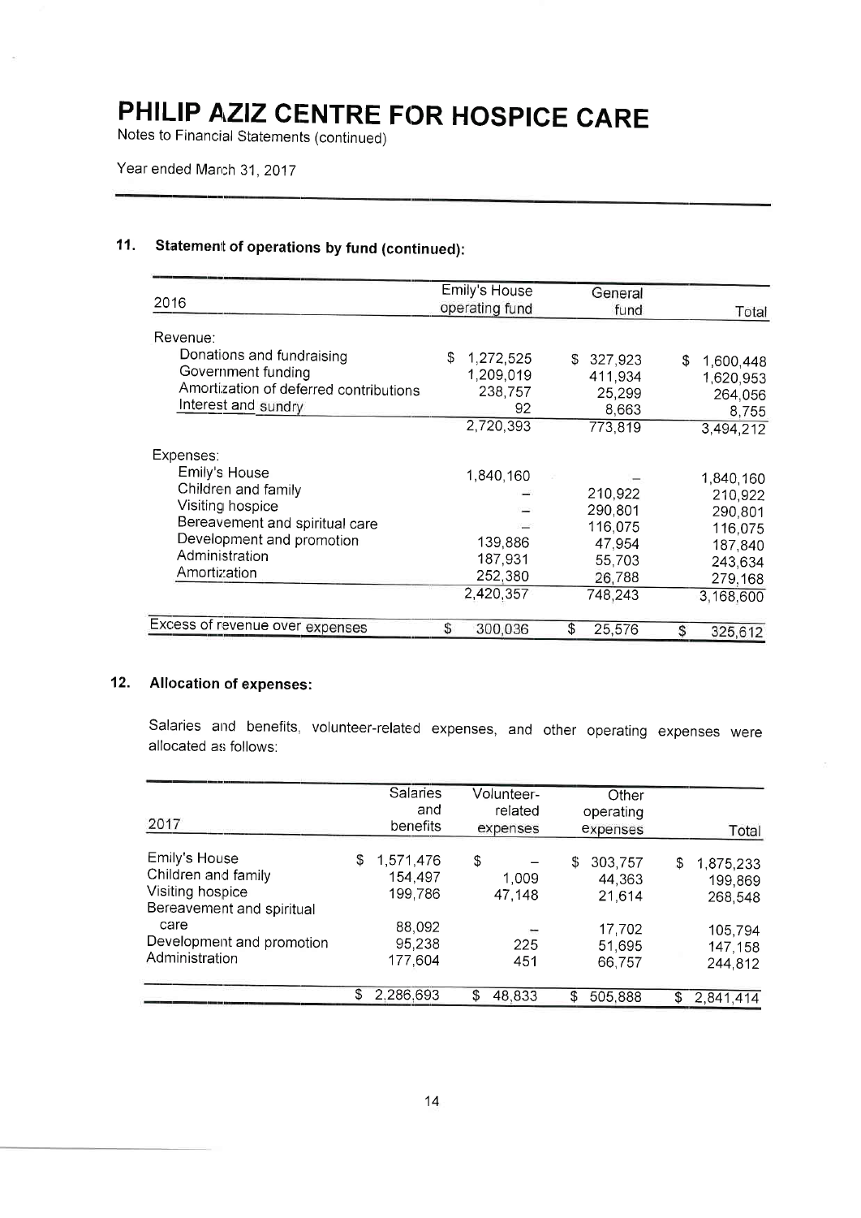# PHILIP AZIZ CENTRE FOR HOSPICE CARE

Notes to Financial Statements (continued)

Year ended March 31, 2017

## 11. Statement of operations by fund (continued):

| 2016 | Emily's House operating fund | General fund | Total |
|---|---|---|---|
| Revenue: | | | |
| Donations and fundraising | $ 1,272,525 | $ 327,923 | $ 1,600,448 |
| Government funding | 1,209,019 | 411,934 | 1,620,953 |
| Amortization of deferred contributions | 238,757 | 25,299 | 264,056 |
| Interest and sundry | 92 | 8,663 | 8,755 |
| | 2,720,393 | 773,819 | 3,494,212 |
| Expenses: | | | |
| Emily's House | 1,840,160 | – | 1,840,160 |
| Children and family | – | 210,922 | 210,922 |
| Visiting hospice | – | 290,801 | 290,801 |
| Bereavement and spiritual care | – | 116,075 | 116,075 |
| Development and promotion | 139,886 | 47,954 | 187,840 |
| Administration | 187,931 | 55,703 | 243,634 |
| Amortization | 252,380 | 26,788 | 279,168 |
| | 2,420,357 | 748,243 | 3,168,600 |
| Excess of revenue over expenses | $ 300,036 | $ 25,576 | $ 325,612 |

## 12. Allocation of expenses:

Salaries and benefits, volunteer-related expenses, and other operating expenses were allocated as follows:

| 2017 | Salaries and benefits | Volunteer-related expenses | Other operating expenses | Total |
|---|---|---|---|---|
| Emily's House | $ 1,571,476 | $ – | $ 303,757 | $ 1,875,233 |
| Children and family | 154,497 | 1,009 | 44,363 | 199,869 |
| Visiting hospice | 199,786 | 47,148 | 21,614 | 268,548 |
| Bereavement and spiritual care | 88,092 | – | 17,702 | 105,794 |
| Development and promotion | 95,238 | 225 | 51,695 | 147,158 |
| Administration | 177,604 | 451 | 66,757 | 244,812 |
| | $ 2,286,693 | $ 48,833 | $ 505,888 | $ 2,841,414 |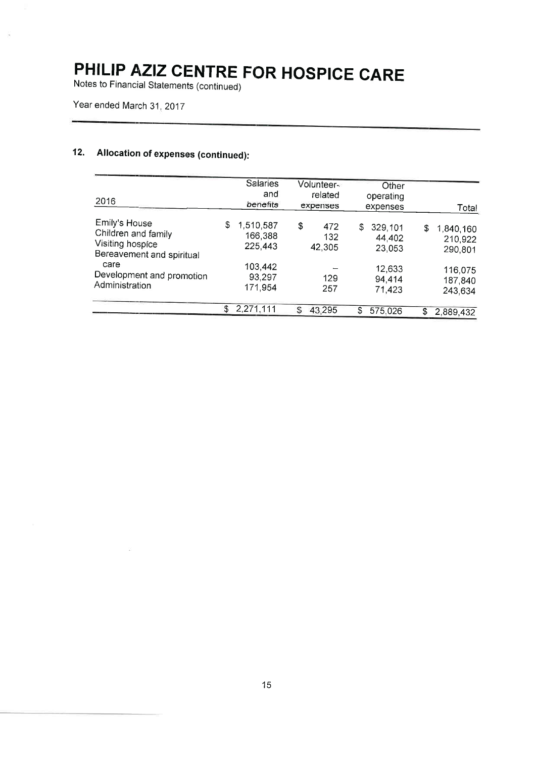# PHILIP AZIZ CENTRE FOR HOSPICE CARE

Notes to Financial Statements (continued)

Year ended March 31, 2017

## 12. Allocation of expenses (continued):

| 2016 | Salaries and benefits | Volunteer-related expenses | Other operating expenses | Total |
|---|---|---|---|---|
| Emily's House | $ 1,510,587 | $ 472 | $ 329,101 | $ 1,840,160 |
| Children and family | 166,388 | 132 | 44,402 | 210,922 |
| Visiting hospice | 225,443 | 42,305 | 23,053 | 290,801 |
| Bereavement and spiritual care | 103,442 | – | 12,633 | 116,075 |
| Development and promotion | 93,297 | 129 | 94,414 | 187,840 |
| Administration | 171,954 | 257 | 71,423 | 243,634 |
| | $ 2,271,111 | $ 43,295 | $ 575,026 | $ 2,889,432 |